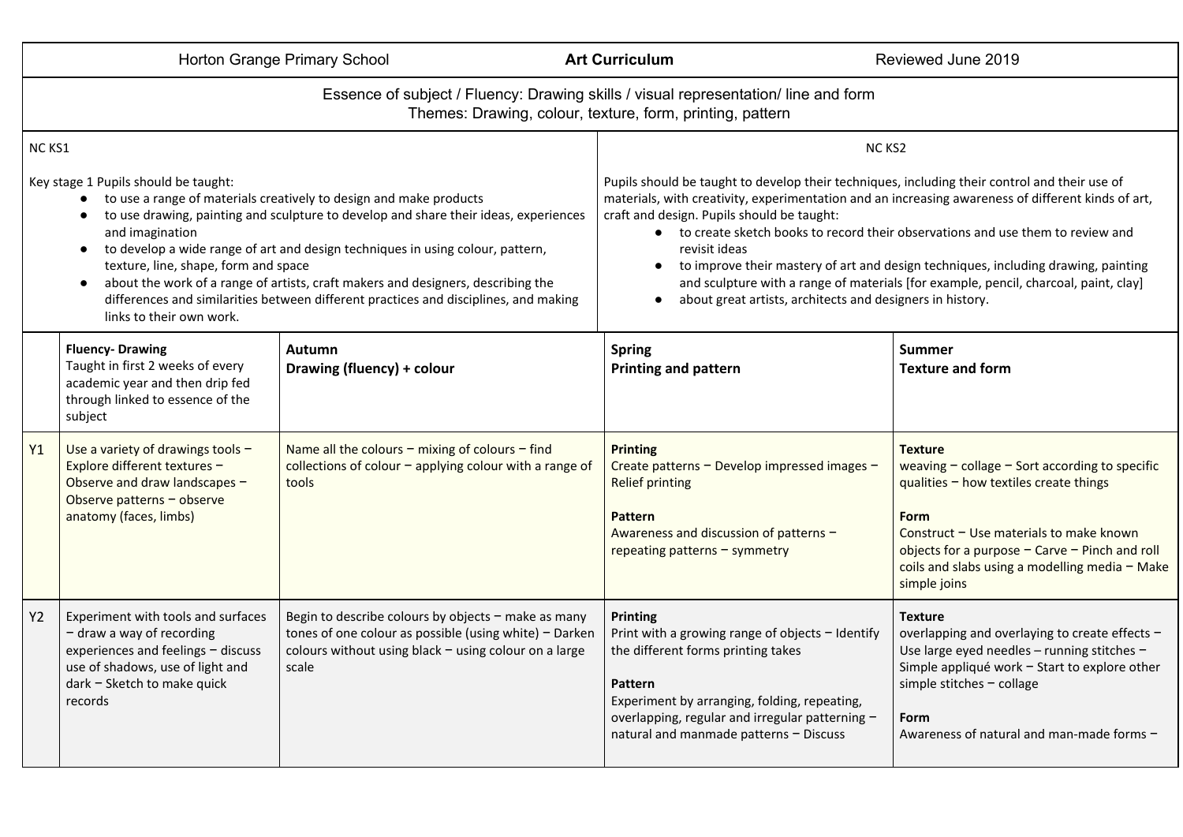| Horton Grange Primary School | Art Curriculum | Reviewed June 2019 |
|---|---|---|

Essence of subject / Fluency: Drawing skills / visual representation/ line and form
Themes: Drawing, colour, texture, form, printing, pattern

| NC KS1 | NC KS2 |
|---|---|
| Key stage 1 Pupils should be taught:<br>● to use a range of materials creatively to design and make products<br>● to use drawing, painting and sculpture to develop and share their ideas, experiences and imagination<br>● to develop a wide range of art and design techniques in using colour, pattern, texture, line, shape, form and space<br>● about the work of a range of artists, craft makers and designers, describing the differences and similarities between different practices and disciplines, and making links to their own work. | Pupils should be taught to develop their techniques, including their control and their use of materials, with creativity, experimentation and an increasing awareness of different kinds of art, craft and design. Pupils should be taught:<br>● to create sketch books to record their observations and use them to review and revisit ideas<br>● to improve their mastery of art and design techniques, including drawing, painting and sculpture with a range of materials [for example, pencil, charcoal, paint, clay]<br>● about great artists, architects and designers in history. |

| | **Fluency- Drawing**<br>Taught in first 2 weeks of every academic year and then drip fed through linked to essence of the subject | **Autumn**<br>**Drawing (fluency) + colour** | **Spring**<br>**Printing and pattern** | **Summer**<br>**Texture and form** |
|---|---|---|---|---|
| Y1 | Use a variety of drawings tools – Explore different textures – Observe and draw landscapes – Observe patterns – observe anatomy (faces, limbs) | Name all the colours – mixing of colours – find collections of colour – applying colour with a range of tools | **Printing**<br>Create patterns – Develop impressed images – Relief printing<br><br>**Pattern**<br>Awareness and discussion of patterns – repeating patterns – symmetry | **Texture**<br>weaving – collage – Sort according to specific qualities – how textiles create things<br><br>**Form**<br>Construct – Use materials to make known objects for a purpose – Carve – Pinch and roll coils and slabs using a modelling media – Make simple joins |
| Y2 | Experiment with tools and surfaces – draw a way of recording experiences and feelings – discuss use of shadows, use of light and dark – Sketch to make quick records | Begin to describe colours by objects – make as many tones of one colour as possible (using white) – Darken colours without using black – using colour on a large scale | **Printing**<br>Print with a growing range of objects – Identify the different forms printing takes<br><br>**Pattern**<br>Experiment by arranging, folding, repeating, overlapping, regular and irregular patterning – natural and manmade patterns – Discuss | **Texture**<br>overlapping and overlaying to create effects – Use large eyed needles – running stitches – Simple appliqué work – Start to explore other simple stitches – collage<br><br>**Form**<br>Awareness of natural and man-made forms – |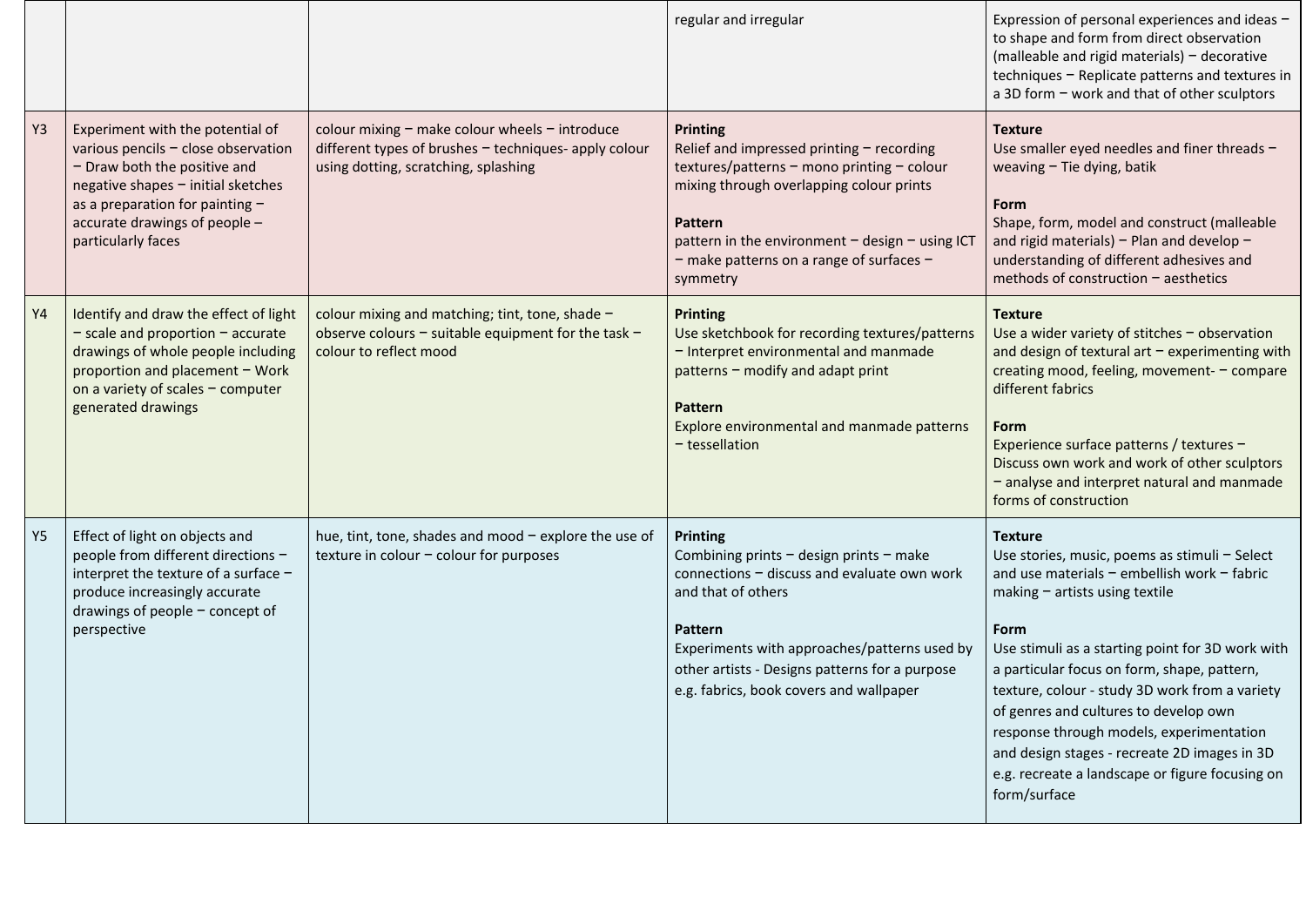| | | | | |
|---|---|---|---|---|
| | | | regular and irregular | Expression of personal experiences and ideas – to shape and form from direct observation (malleable and rigid materials) – decorative techniques – Replicate patterns and textures in a 3D form – work and that of other sculptors |
| Y3 | Experiment with the potential of various pencils – close observation – Draw both the positive and negative shapes – initial sketches as a preparation for painting – accurate drawings of people – particularly faces | colour mixing – make colour wheels – introduce different types of brushes – techniques- apply colour using dotting, scratching, splashing | **Printing**<br>Relief and impressed printing – recording textures/patterns – mono printing – colour mixing through overlapping colour prints<br><br>**Pattern**<br>pattern in the environment – design – using ICT – make patterns on a range of surfaces – symmetry | **Texture**<br>Use smaller eyed needles and finer threads – weaving – Tie dying, batik<br><br>**Form**<br>Shape, form, model and construct (malleable and rigid materials) – Plan and develop – understanding of different adhesives and methods of construction – aesthetics |
| Y4 | Identify and draw the effect of light – scale and proportion – accurate drawings of whole people including proportion and placement – Work on a variety of scales – computer generated drawings | colour mixing and matching; tint, tone, shade – observe colours – suitable equipment for the task – colour to reflect mood | **Printing**<br>Use sketchbook for recording textures/patterns – Interpret environmental and manmade patterns – modify and adapt print<br><br>**Pattern**<br>Explore environmental and manmade patterns – tessellation | **Texture**<br>Use a wider variety of stitches – observation and design of textural art – experimenting with creating mood, feeling, movement- – compare different fabrics<br><br>**Form**<br>Experience surface patterns / textures – Discuss own work and work of other sculptors – analyse and interpret natural and manmade forms of construction |
| Y5 | Effect of light on objects and people from different directions – interpret the texture of a surface – produce increasingly accurate drawings of people – concept of perspective | hue, tint, tone, shades and mood – explore the use of texture in colour – colour for purposes | **Printing**<br>Combining prints – design prints – make connections – discuss and evaluate own work and that of others<br><br>**Pattern**<br>Experiments with approaches/patterns used by other artists - Designs patterns for a purpose e.g. fabrics, book covers and wallpaper | **Texture**<br>Use stories, music, poems as stimuli – Select and use materials – embellish work – fabric making – artists using textile<br><br>**Form**<br>Use stimuli as a starting point for 3D work with a particular focus on form, shape, pattern, texture, colour - study 3D work from a variety of genres and cultures to develop own response through models, experimentation and design stages - recreate 2D images in 3D e.g. recreate a landscape or figure focusing on form/surface |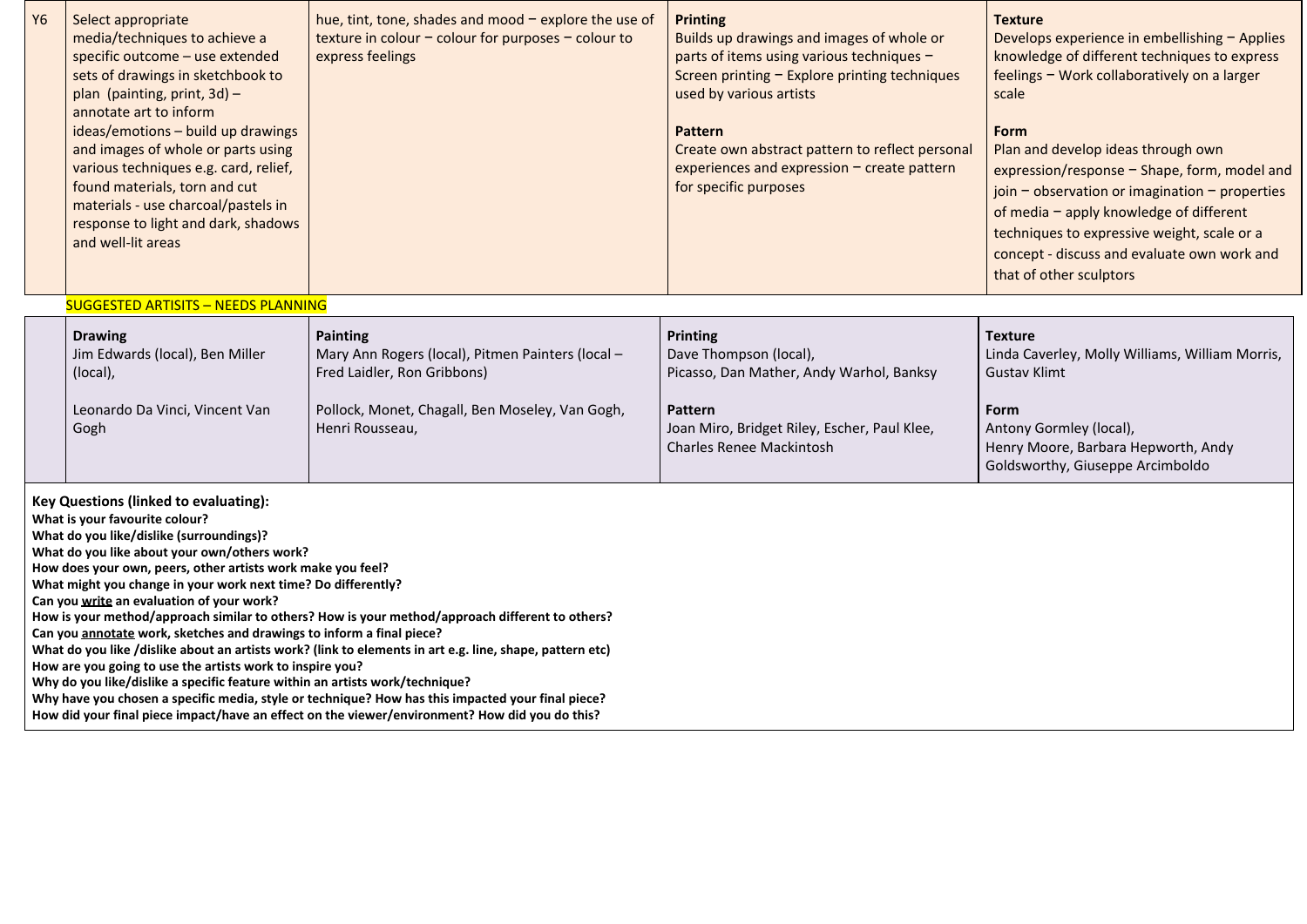| | | | | |
|---|---|---|---|---|
| Y6 | Select appropriate media/techniques to achieve a specific outcome – use extended sets of drawings in sketchbook to plan (painting, print, 3d) – annotate art to inform ideas/emotions – build up drawings and images of whole or parts using various techniques e.g. card, relief, found materials, torn and cut materials - use charcoal/pastels in response to light and dark, shadows and well-lit areas | hue, tint, tone, shades and mood – explore the use of texture in colour – colour for purposes – colour to express feelings | **Printing**<br>Builds up drawings and images of whole or parts of items using various techniques – Screen printing – Explore printing techniques used by various artists<br><br>**Pattern**<br>Create own abstract pattern to reflect personal experiences and expression – create pattern for specific purposes | **Texture**<br>Develops experience in embellishing – Applies knowledge of different techniques to express feelings – Work collaboratively on a larger scale<br><br>**Form**<br>Plan and develop ideas through own expression/response – Shape, form, model and join – observation or imagination – properties of media – apply knowledge of different techniques to expressive weight, scale or a concept - discuss and evaluate own work and that of other sculptors |

SUGGESTED ARTISITS – NEEDS PLANNING

| | | | | |
|---|---|---|---|---|
| | **Drawing**<br>Jim Edwards (local), Ben Miller (local),<br><br>Leonardo Da Vinci, Vincent Van Gogh | **Painting**<br>Mary Ann Rogers (local), Pitmen Painters (local – Fred Laidler, Ron Gribbons)<br><br>Pollock, Monet, Chagall, Ben Moseley, Van Gogh, Henri Rousseau, | **Printing**<br>Dave Thompson (local),<br>Picasso, Dan Mather, Andy Warhol, Banksy<br><br>**Pattern**<br>Joan Miro, Bridget Riley, Escher, Paul Klee, Charles Renee Mackintosh | **Texture**<br>Linda Caverley, Molly Williams, William Morris, Gustav Klimt<br><br>**Form**<br>Antony Gormley (local),<br>Henry Moore, Barbara Hepworth, Andy Goldsworthy, Giuseppe Arcimboldo |

**Key Questions (linked to evaluating):**

**What is your favourite colour?**
**What do you like/dislike (surroundings)?**
**What do you like about your own/others work?**
**How does your own, peers, other artists work make you feel?**
**What might you change in your work next time? Do differently?**
**Can you <u>write</u> an evaluation of your work?**
**How is your method/approach similar to others? How is your method/approach different to others?**
**Can you <u>annotate</u> work, sketches and drawings to inform a final piece?**
**What do you like /dislike about an artists work? (link to elements in art e.g. line, shape, pattern etc)**
**How are you going to use the artists work to inspire you?**
**Why do you like/dislike a specific feature within an artists work/technique?**
**Why have you chosen a specific media, style or technique? How has this impacted your final piece?**
**How did your final piece impact/have an effect on the viewer/environment? How did you do this?**